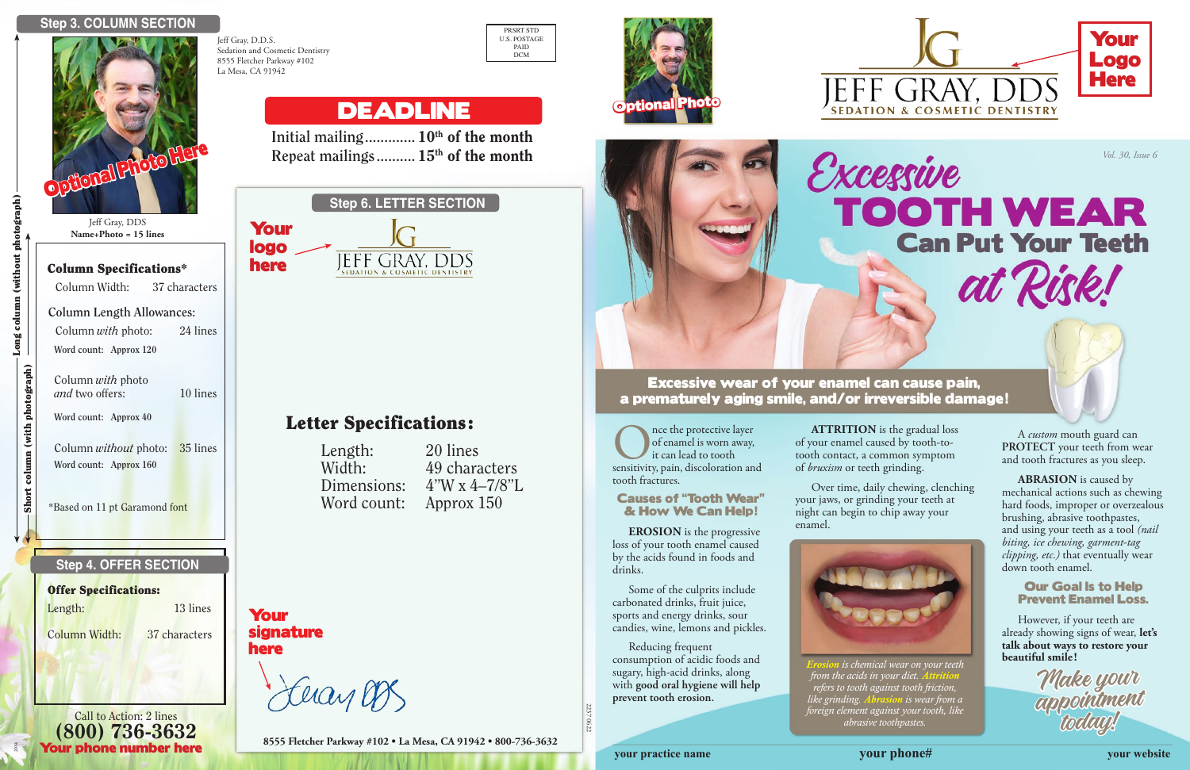## Step 3. COLUMN SECTION

Optional Photo Here

Jeff Gray, DDS
**Name+Photo = 15 lines**

Long column (without photograph)

Short column (with photograph)

**Column Specifications***

Column Width: 37 characters

Column Length Allowances:

Column *with* photo: 24 lines
Word count: Approx 120

Column *with* photo *and* two offers: 10 lines
Word count: Approx 40

Column *without* photo: 35 lines
Word count: Approx 160

*Based on 11 pt Garamond font

## Step 4. OFFER SECTION

**Offer Specifications:**

Length: 13 lines

Column Width: 37 characters

Call to Action: 2 lines
**(800) 736-3632**
**Your phone number here**

Jeff Gray, D.D.S.
Sedation and Cosmetic Dentistry
8555 Fletcher Parkway #102
La Mesa, CA 91942

PRSRT STD
U.S. POSTAGE
PAID
DCM

## DEADLINE

Initial mailing............. **10th of the month**
Repeat mailings.......... **15th of the month**

## Step 6. LETTER SECTION

**Your logo here**

JEFF GRAY, DDS
SEDATION & COSMETIC DENTISTRY

**Letter Specifications:**

| | |
|---|---|
| Length: | 20 lines |
| Width: | 49 characters |
| Dimensions: | 4"W x 4–7/8"L |
| Word count: | Approx 150 |

**Your signature here**

**8555 Fletcher Parkway #102 • La Mesa, CA 91942 • 800-736-3632**

Optional Photo

JEFF GRAY, DDS
SEDATION & COSMETIC DENTISTRY

**Your Logo Here**

*Vol. 30, Issue 6*

# *Excessive* TOOTH WEAR Can Put Your Teeth *at Risk!*

**Excessive wear of your enamel can cause pain, a prematurely aging smile, and/or irreversible damage!**

Once the protective layer of enamel is worn away, it can lead to tooth sensitivity, pain, discoloration and tooth fractures.

### Causes of "Tooth Wear" & How We Can Help!

**EROSION** is the progressive loss of your tooth enamel caused by the acids found in foods and drinks.

Some of the culprits include carbonated drinks, fruit juice, sports and energy drinks, sour candies, wine, lemons and pickles.

Reducing frequent consumption of acidic foods and sugary, high-acid drinks, along with **good oral hygiene will help prevent tooth erosion.**

**ATTRITION** is the gradual loss of your enamel caused by tooth-to-tooth contact, a common symptom of *bruxism* or teeth grinding.

Over time, daily chewing, clenching your jaws, or grinding your teeth at night can begin to chip away your enamel.

*Erosion is chemical wear on your teeth from the acids in your diet. Attrition refers to tooth against tooth friction, like grinding. Abrasion is wear from a foreign element against your tooth, like abrasive toothpastes.*

A *custom* mouth guard can **PROTECT** your teeth from wear and tooth fractures as you sleep.

**ABRASION** is caused by mechanical actions such as chewing hard foods, improper or overzealous brushing, abrasive toothpastes, and using your teeth as a tool *(nail biting, ice chewing, garment-tag clipping, etc.)* that eventually wear down tooth enamel.

### Our Goal Is to Help Prevent Enamel Loss.

However, if your teeth are already showing signs of wear, **let's talk about ways to restore your beautiful smile!**

*Make your appointment today!*

**your practice name** **your phone#** **your website**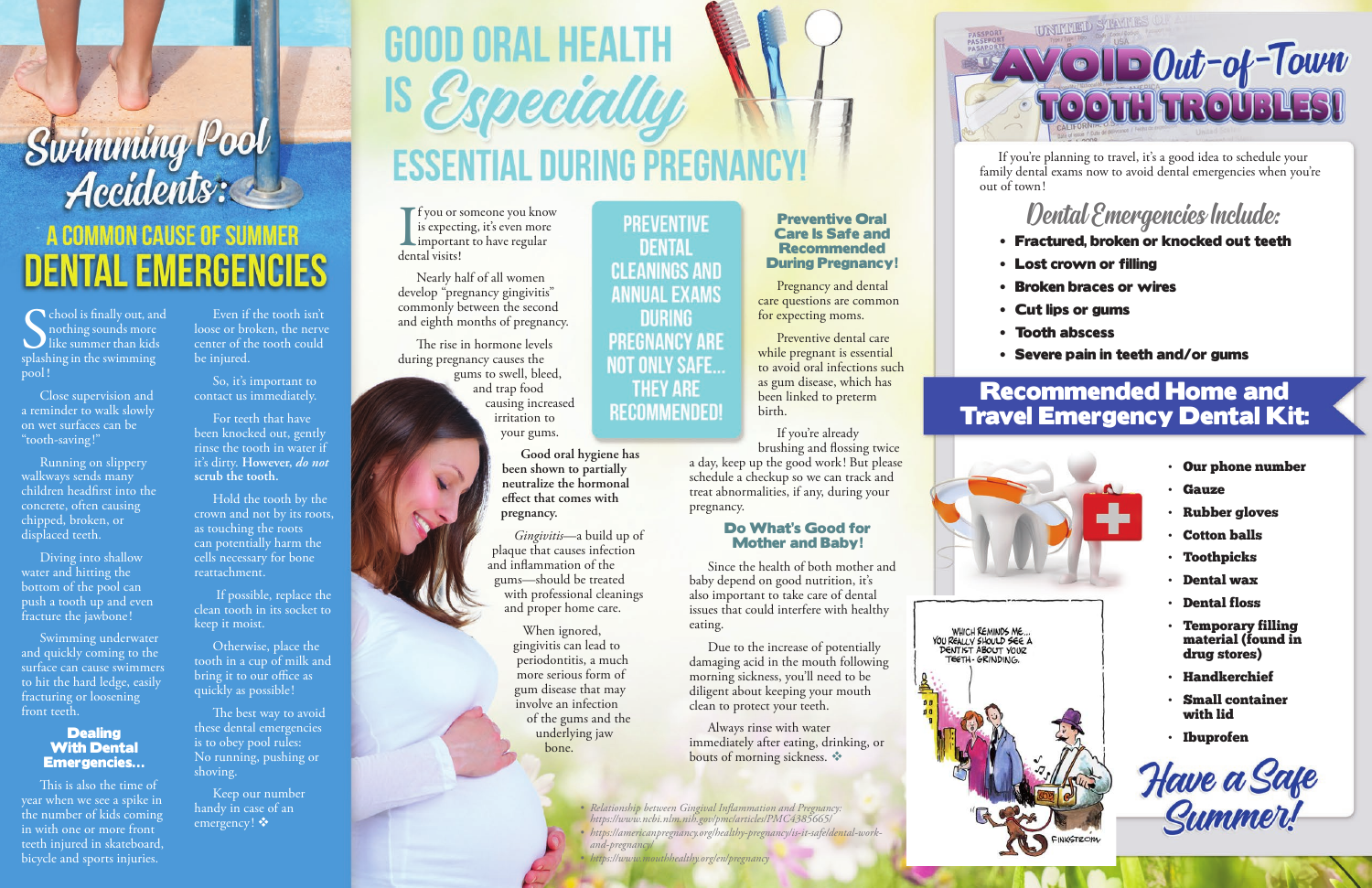# Swimming Pool Accidents:

## A Common Cause of Summer Dental Emergencies

School is finally out, and nothing sounds more like summer than kids splashing in the swimming pool!

Close supervision and a reminder to walk slowly on wet surfaces can be "tooth-saving!"

Running on slippery walkways sends many children headfirst into the concrete, often causing chipped, broken, or displaced teeth.

Diving into shallow water and hitting the bottom of the pool can push a tooth up and even fracture the jawbone!

Swimming underwater and quickly coming to the surface can cause swimmers to hit the hard ledge, easily fracturing or loosening front teeth.

### Dealing With Dental Emergencies...

This is also the time of year when we see a spike in the number of kids coming in with one or more front teeth injured in skateboard, bicycle and sports injuries.

Even if the tooth isn't loose or broken, the nerve center of the tooth could be injured.

So, it's important to contact us immediately.

For teeth that have been knocked out, gently rinse the tooth in water if it's dirty. **However, *do not* scrub the tooth.**

Hold the tooth by the crown and not by its roots, as touching the roots can potentially harm the cells necessary for bone reattachment.

If possible, replace the clean tooth in its socket to keep it moist.

Otherwise, place the tooth in a cup of milk and bring it to our office as quickly as possible!

The best way to avoid these dental emergencies is to obey pool rules: No running, pushing or shoving.

Keep our number handy in case of an emergency! ❖

# Good Oral Health Is *Especially* Essential During Pregnancy!

If you or someone you know is expecting, it's even more important to have regular dental visits!

Nearly half of all women develop "pregnancy gingivitis" commonly between the second and eighth months of pregnancy.

The rise in hormone levels during pregnancy causes the gums to swell, bleed, and trap food causing increased irritation to your gums.

**Good oral hygiene has been shown to partially neutralize the hormonal effect that comes with pregnancy.**

*Gingivitis*—a build up of plaque that causes infection and inflammation of the gums—should be treated with professional cleanings and proper home care.

When ignored, gingivitis can lead to periodontitis, a much more serious form of gum disease that may involve an infection of the gums and the underlying jaw bone.

**PREVENTIVE DENTAL CLEANINGS AND ANNUAL EXAMS DURING PREGNANCY ARE NOT ONLY SAFE... THEY ARE RECOMMENDED!**

### Preventive Oral Care Is Safe and Recommended During Pregnancy!

Pregnancy and dental care questions are common for expecting moms.

Preventive dental care while pregnant is essential to avoid oral infections such as gum disease, which has been linked to preterm birth.

If you're already brushing and flossing twice a day, keep up the good work! But please schedule a checkup so we can track and treat abnormalities, if any, during your pregnancy.

### Do What's Good for Mother and Baby!

Since the health of both mother and baby depend on good nutrition, it's also important to take care of dental issues that could interfere with healthy eating.

Due to the increase of potentially damaging acid in the mouth following morning sickness, you'll need to be diligent about keeping your mouth clean to protect your teeth.

Always rinse with water immediately after eating, drinking, or bouts of morning sickness. ❖

- *Relationship between Gingival Inflammation and Pregnancy: https://www.ncbi.nlm.nih.gov/pmc/articles/PMC4385665/*
- *https://americanpregnancy.org/healthy-pregnancy/is-it-safe/dental-work-and-pregnancy/*
- *https://www.mouthhealthy.org/en/pregnancy*

# Avoid Out-of-Town Tooth Troubles!

If you're planning to travel, it's a good idea to schedule your family dental exams now to avoid dental emergencies when you're out of town!

## Dental Emergencies Include:

- **Fractured, broken or knocked out teeth**
- **Lost crown or filling**
- **Broken braces or wires**
- **Cut lips or gums**
- **Tooth abscess**
- **Severe pain in teeth and/or gums**

## Recommended Home and Travel Emergency Dental Kit:

- **Our phone number**
- **Gauze**
- **Rubber gloves**
- **Cotton balls**
- **Toothpicks**
- **Dental wax**
- **Dental floss**
- **Temporary filling material (found in drug stores)**
- **Handkerchief**
- **Small container with lid**
- **Ibuprofen**

WHICH REMINDS ME... YOU REALLY SHOULD SEE A DENTIST ABOUT YOUR TEETH-GRINDING.

FINKSTROM

*Have a Safe Summer!*